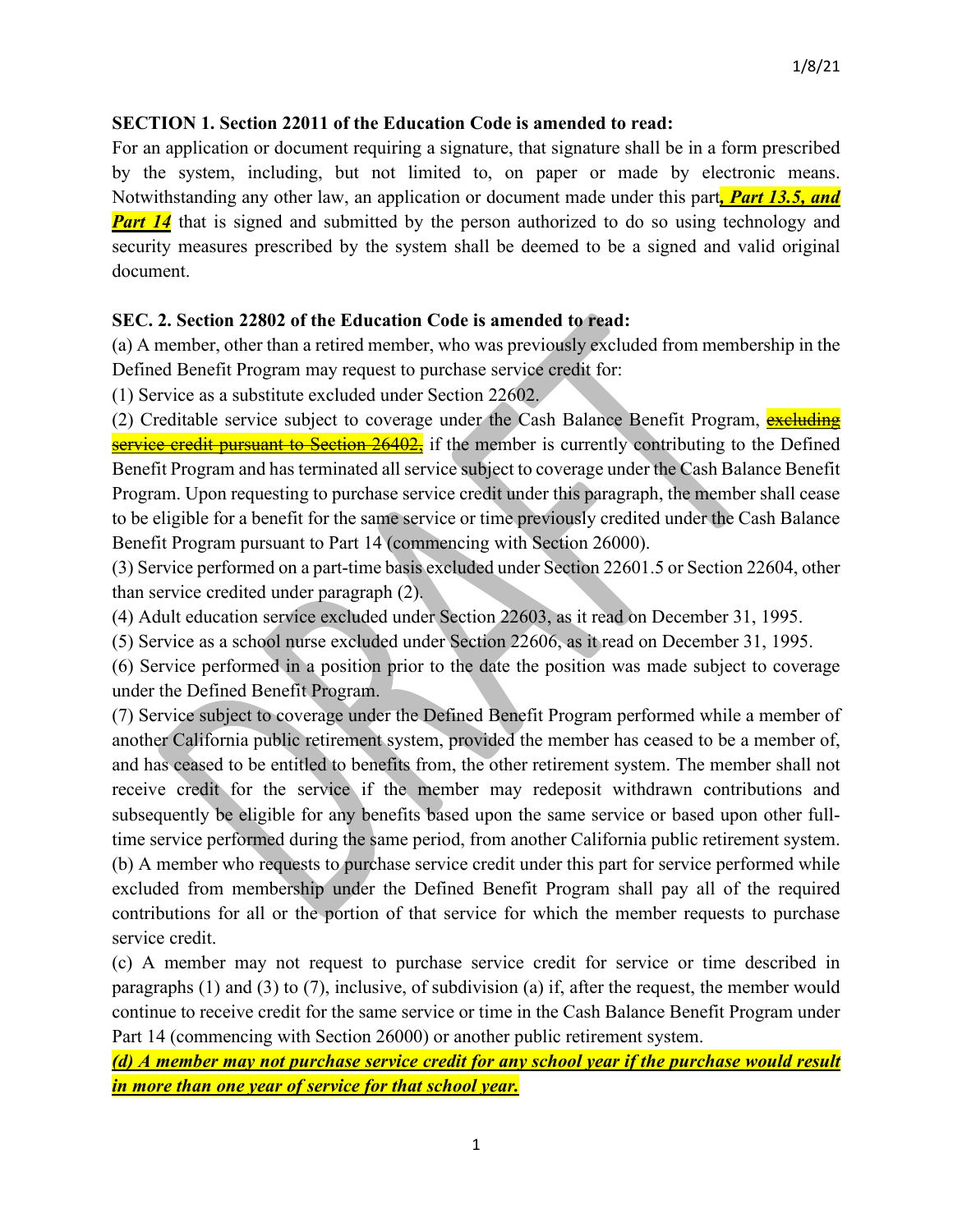**SECTION 1. Section 22011 of the Education Code is amended to read:**

For an application or document requiring a signature, that signature shall be in a form prescribed by the system, including, but not limited to, on paper or made by electronic means. Notwithstanding any other law, an application or document made under this part***, Part 13.5, and Part 14*** that is signed and submitted by the person authorized to do so using technology and security measures prescribed by the system shall be deemed to be a signed and valid original document.

**SEC. 2. Section 22802 of the Education Code is amended to read:**

(a) A member, other than a retired member, who was previously excluded from membership in the Defined Benefit Program may request to purchase service credit for:

(1) Service as a substitute excluded under Section 22602.

(2) Creditable service subject to coverage under the Cash Balance Benefit Program, ~~excluding service credit pursuant to Section 26402,~~ if the member is currently contributing to the Defined Benefit Program and has terminated all service subject to coverage under the Cash Balance Benefit Program. Upon requesting to purchase service credit under this paragraph, the member shall cease to be eligible for a benefit for the same service or time previously credited under the Cash Balance Benefit Program pursuant to Part 14 (commencing with Section 26000).

(3) Service performed on a part-time basis excluded under Section 22601.5 or Section 22604, other than service credited under paragraph (2).

(4) Adult education service excluded under Section 22603, as it read on December 31, 1995.

(5) Service as a school nurse excluded under Section 22606, as it read on December 31, 1995.

(6) Service performed in a position prior to the date the position was made subject to coverage under the Defined Benefit Program.

(7) Service subject to coverage under the Defined Benefit Program performed while a member of another California public retirement system, provided the member has ceased to be a member of, and has ceased to be entitled to benefits from, the other retirement system. The member shall not receive credit for the service if the member may redeposit withdrawn contributions and subsequently be eligible for any benefits based upon the same service or based upon other full-time service performed during the same period, from another California public retirement system.

(b) A member who requests to purchase service credit under this part for service performed while excluded from membership under the Defined Benefit Program shall pay all of the required contributions for all or the portion of that service for which the member requests to purchase service credit.

(c) A member may not request to purchase service credit for service or time described in paragraphs (1) and (3) to (7), inclusive, of subdivision (a) if, after the request, the member would continue to receive credit for the same service or time in the Cash Balance Benefit Program under Part 14 (commencing with Section 26000) or another public retirement system.

***(d) A member may not purchase service credit for any school year if the purchase would result in more than one year of service for that school year.***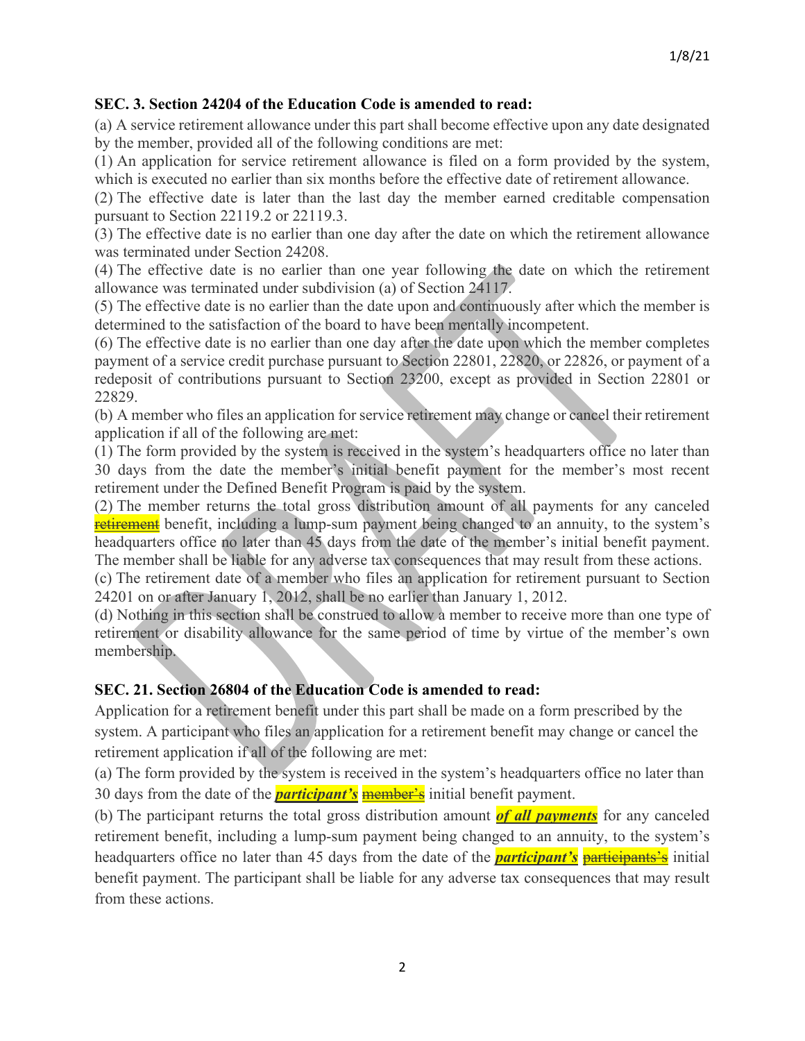**SEC. 3. Section 24204 of the Education Code is amended to read:**

(a) A service retirement allowance under this part shall become effective upon any date designated by the member, provided all of the following conditions are met:

(1) An application for service retirement allowance is filed on a form provided by the system, which is executed no earlier than six months before the effective date of retirement allowance.

(2) The effective date is later than the last day the member earned creditable compensation pursuant to Section 22119.2 or 22119.3.

(3) The effective date is no earlier than one day after the date on which the retirement allowance was terminated under Section 24208.

(4) The effective date is no earlier than one year following the date on which the retirement allowance was terminated under subdivision (a) of Section 24117.

(5) The effective date is no earlier than the date upon and continuously after which the member is determined to the satisfaction of the board to have been mentally incompetent.

(6) The effective date is no earlier than one day after the date upon which the member completes payment of a service credit purchase pursuant to Section 22801, 22820, or 22826, or payment of a redeposit of contributions pursuant to Section 23200, except as provided in Section 22801 or 22829.

(b) A member who files an application for service retirement may change or cancel their retirement application if all of the following are met:

(1) The form provided by the system is received in the system's headquarters office no later than 30 days from the date the member's initial benefit payment for the member's most recent retirement under the Defined Benefit Program is paid by the system.

(2) The member returns the total gross distribution amount of all payments for any canceled ~~retirement~~ benefit, including a lump-sum payment being changed to an annuity, to the system's headquarters office no later than 45 days from the date of the member's initial benefit payment. The member shall be liable for any adverse tax consequences that may result from these actions.

(c) The retirement date of a member who files an application for retirement pursuant to Section 24201 on or after January 1, 2012, shall be no earlier than January 1, 2012.

(d) Nothing in this section shall be construed to allow a member to receive more than one type of retirement or disability allowance for the same period of time by virtue of the member's own membership.

**SEC. 21. Section 26804 of the Education Code is amended to read:**

Application for a retirement benefit under this part shall be made on a form prescribed by the system. A participant who files an application for a retirement benefit may change or cancel the retirement application if all of the following are met:

(a) The form provided by the system is received in the system's headquarters office no later than 30 days from the date of the ***participant's*** ~~member's~~ initial benefit payment.

(b) The participant returns the total gross distribution amount ***of all payments*** for any canceled retirement benefit, including a lump-sum payment being changed to an annuity, to the system's headquarters office no later than 45 days from the date of the ***participant's*** ~~participants's~~ initial benefit payment. The participant shall be liable for any adverse tax consequences that may result from these actions.